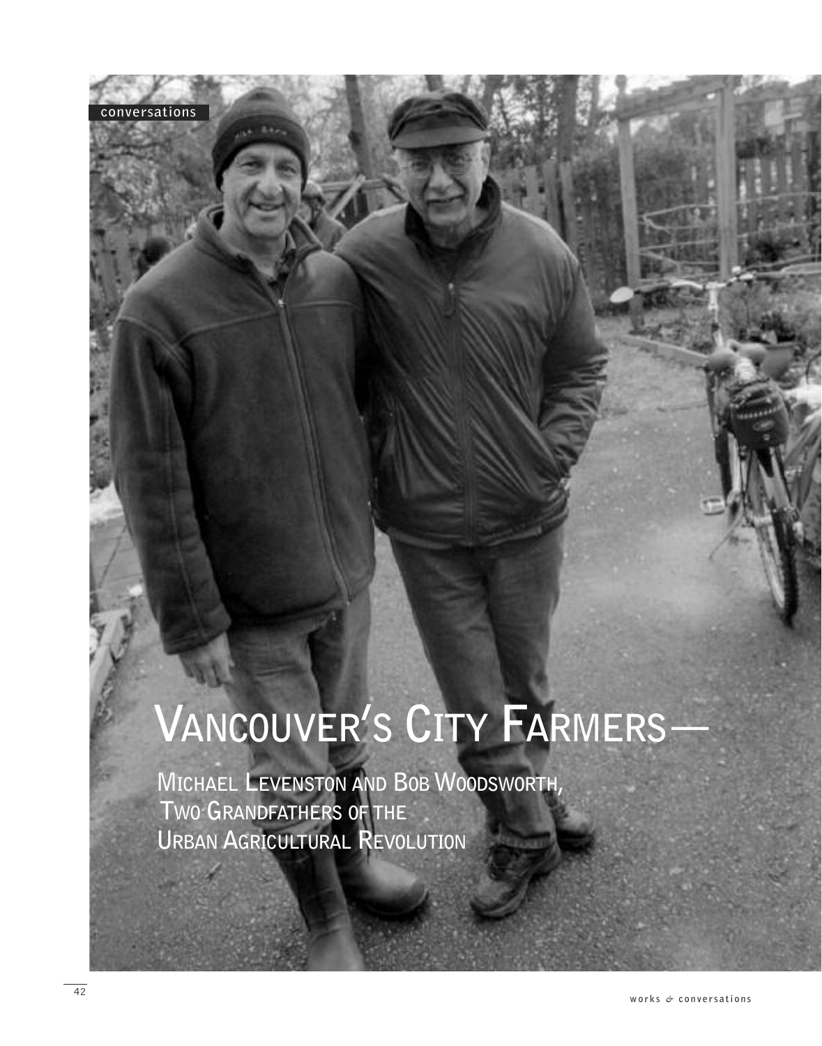conversations

# Vancouver's City Farmers—

## Michael Levenston and Bob Woodsworth, Two Grandfathers of the Urban Agricultural Revolution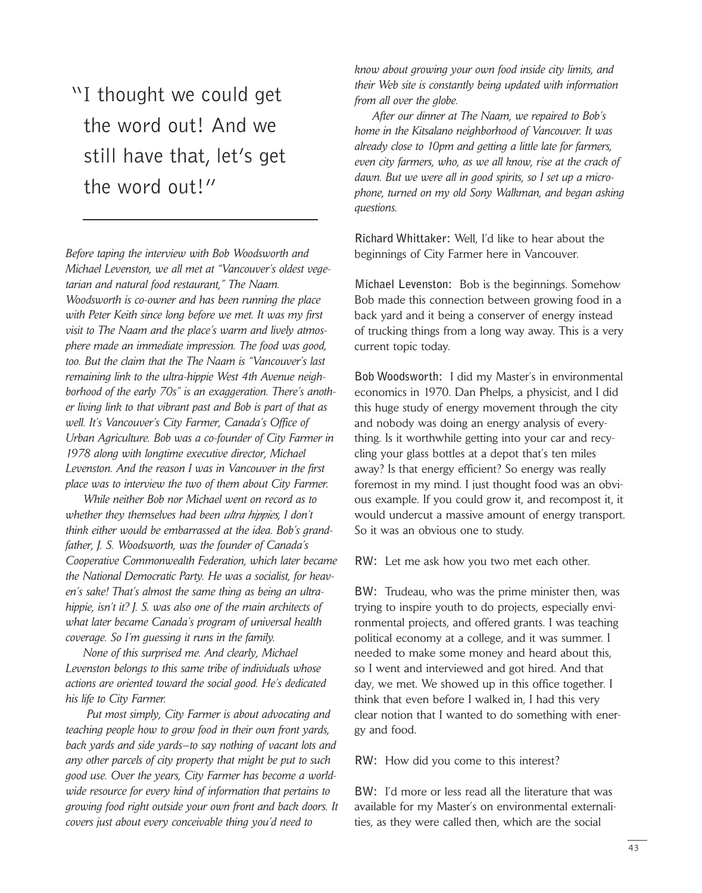> "I thought we could get the word out! And we still have that, let's get the word out!"

*Before taping the interview with Bob Woodsworth and Michael Levenston, we all met at "Vancouver's oldest vegetarian and natural food restaurant," The Naam. Woodsworth is co-owner and has been running the place with Peter Keith since long before we met. It was my first visit to The Naam and the place's warm and lively atmosphere made an immediate impression. The food was good, too. But the claim that the The Naam is "Vancouver's last remaining link to the ultra-hippie West 4th Avenue neighborhood of the early 70s" is an exaggeration. There's another living link to that vibrant past and Bob is part of that as well. It's Vancouver's City Farmer, Canada's Office of Urban Agriculture. Bob was a co-founder of City Farmer in 1978 along with longtime executive director, Michael Levenston. And the reason I was in Vancouver in the first place was to interview the two of them about City Farmer.*

*While neither Bob nor Michael went on record as to whether they themselves had been* ultra hippies, *I don't think either would be embarrassed at the idea. Bob's grandfather, J. S. Woodsworth, was the founder of Canada's Cooperative Commonwealth Federation, which later became the National Democratic Party. He was a socialist, for heaven's sake! That's almost the same thing as being an ultra-hippie, isn't it? J. S. was also one of the main architects of what later became Canada's program of universal health coverage. So I'm guessing it runs in the family.*

*None of this surprised me. And clearly, Michael Levenston belongs to this same tribe of individuals whose actions are oriented toward the social good. He's dedicated his life to City Farmer.*

*Put most simply, City Farmer is about advocating and teaching people how to grow food in their own front yards, back yards and side yards—to say nothing of vacant lots and any other parcels of city property that might be put to such good use. Over the years, City Farmer has become a worldwide resource for every kind of information that pertains to growing food right outside your own front and back doors. It covers just about every conceivable thing you'd need to know about growing your own food inside city limits, and their Web site is constantly being updated with information from all over the globe.*

*After our dinner at The Naam, we repaired to Bob's home in the Kitsalano neighborhood of Vancouver. It was already close to 10pm and getting a little late for farmers, even city farmers, who, as we all know, rise at the crack of dawn. But we were all in good spirits, so I set up a microphone, turned on my old Sony Walkman, and began asking questions.*

**Richard Whittaker:** Well, I'd like to hear about the beginnings of City Farmer here in Vancouver.

**Michael Levenston:** Bob is the beginnings. Somehow Bob made this connection between growing food in a back yard and it being a conserver of energy instead of trucking things from a long way away. This is a very current topic today.

**Bob Woodsworth:** I did my Master's in environmental economics in 1970. Dan Phelps, a physicist, and I did this huge study of energy movement through the city and nobody was doing an energy analysis of everything. Is it worthwhile getting into your car and recycling your glass bottles at a depot that's ten miles away? Is that energy efficient? So energy was really foremost in my mind. I just thought food was an obvious example. If you could grow it, and recompost it, it would undercut a massive amount of energy transport. So it was an obvious one to study.

**RW:** Let me ask how you two met each other.

**BW:** Trudeau, who was the prime minister then, was trying to inspire youth to do projects, especially environmental projects, and offered grants. I was teaching political economy at a college, and it was summer. I needed to make some money and heard about this, so I went and interviewed and got hired. And that day, we met. We showed up in this office together. I think that even before I walked in, I had this very clear notion that I wanted to do something with energy and food.

**RW:** How did you come to this interest?

**BW:** I'd more or less read all the literature that was available for my Master's on environmental externalities, as they were called then, which are the social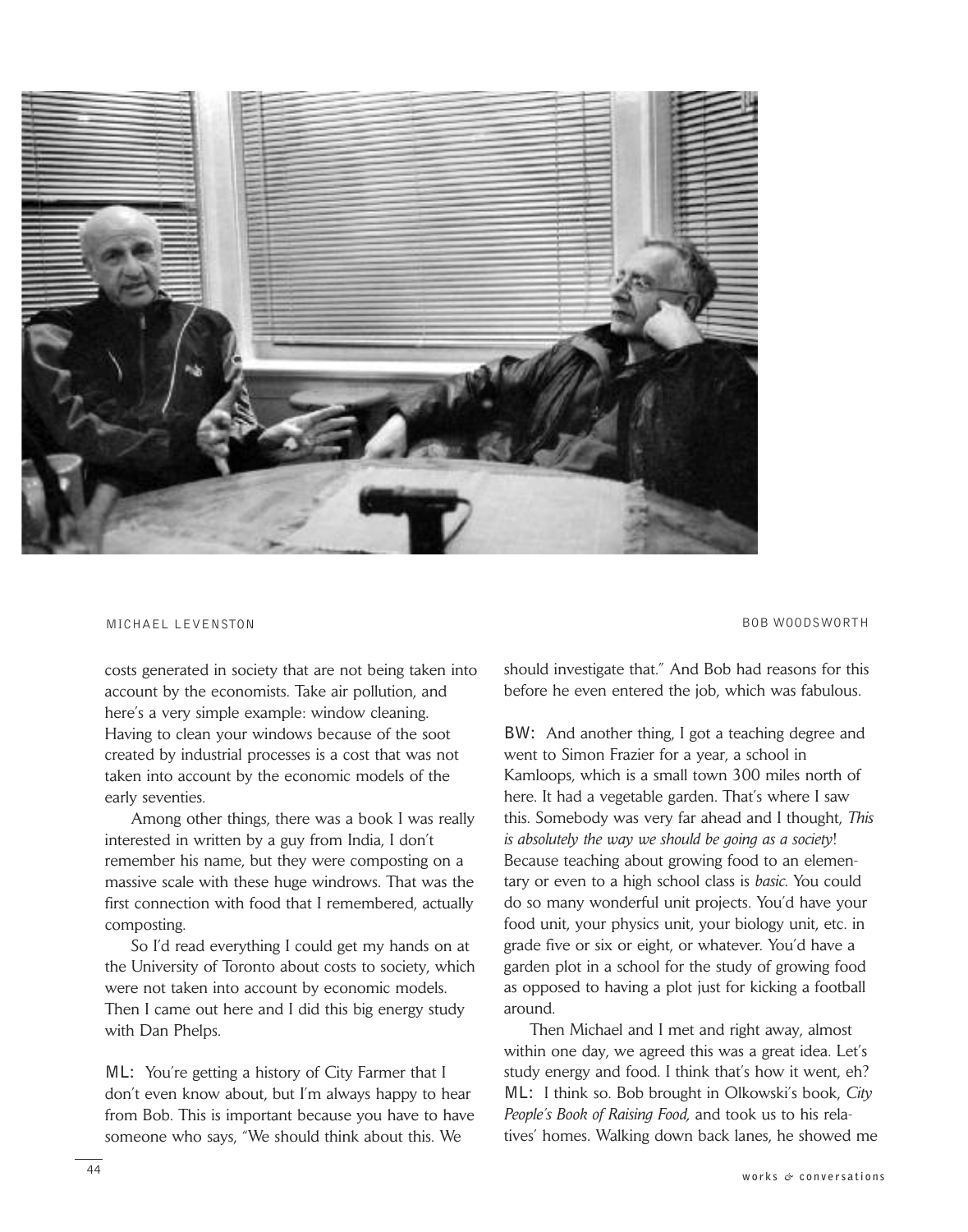MICHAEL LEVENSTON

BOB WOODSWORTH

costs generated in society that are not being taken into account by the economists. Take air pollution, and here's a very simple example: window cleaning. Having to clean your windows because of the soot created by industrial processes is a cost that was not taken into account by the economic models of the early seventies.

Among other things, there was a book I was really interested in written by a guy from India, I don't remember his name, but they were composting on a massive scale with these huge windrows. That was the first connection with food that I remembered, actually composting.

So I'd read everything I could get my hands on at the University of Toronto about costs to society, which were not taken into account by economic models. Then I came out here and I did this big energy study with Dan Phelps.

ML: You're getting a history of City Farmer that I don't even know about, but I'm always happy to hear from Bob. This is important because you have to have someone who says, "We should think about this. We should investigate that." And Bob had reasons for this before he even entered the job, which was fabulous.

BW: And another thing, I got a teaching degree and went to Simon Frazier for a year, a school in Kamloops, which is a small town 300 miles north of here. It had a vegetable garden. That's where I saw this. Somebody was very far ahead and I thought, *This is absolutely the way we should be going as a society*! Because teaching about growing food to an elementary or even to a high school class is *basic*. You could do so many wonderful unit projects. You'd have your food unit, your physics unit, your biology unit, etc. in grade five or six or eight, or whatever. You'd have a garden plot in a school for the study of growing food as opposed to having a plot just for kicking a football around.

Then Michael and I met and right away, almost within one day, we agreed this was a great idea. Let's study energy and food. I think that's how it went, eh?

ML: I think so. Bob brought in Olkowski's book, *City People's Book of Raising Food,* and took us to his relatives' homes. Walking down back lanes, he showed me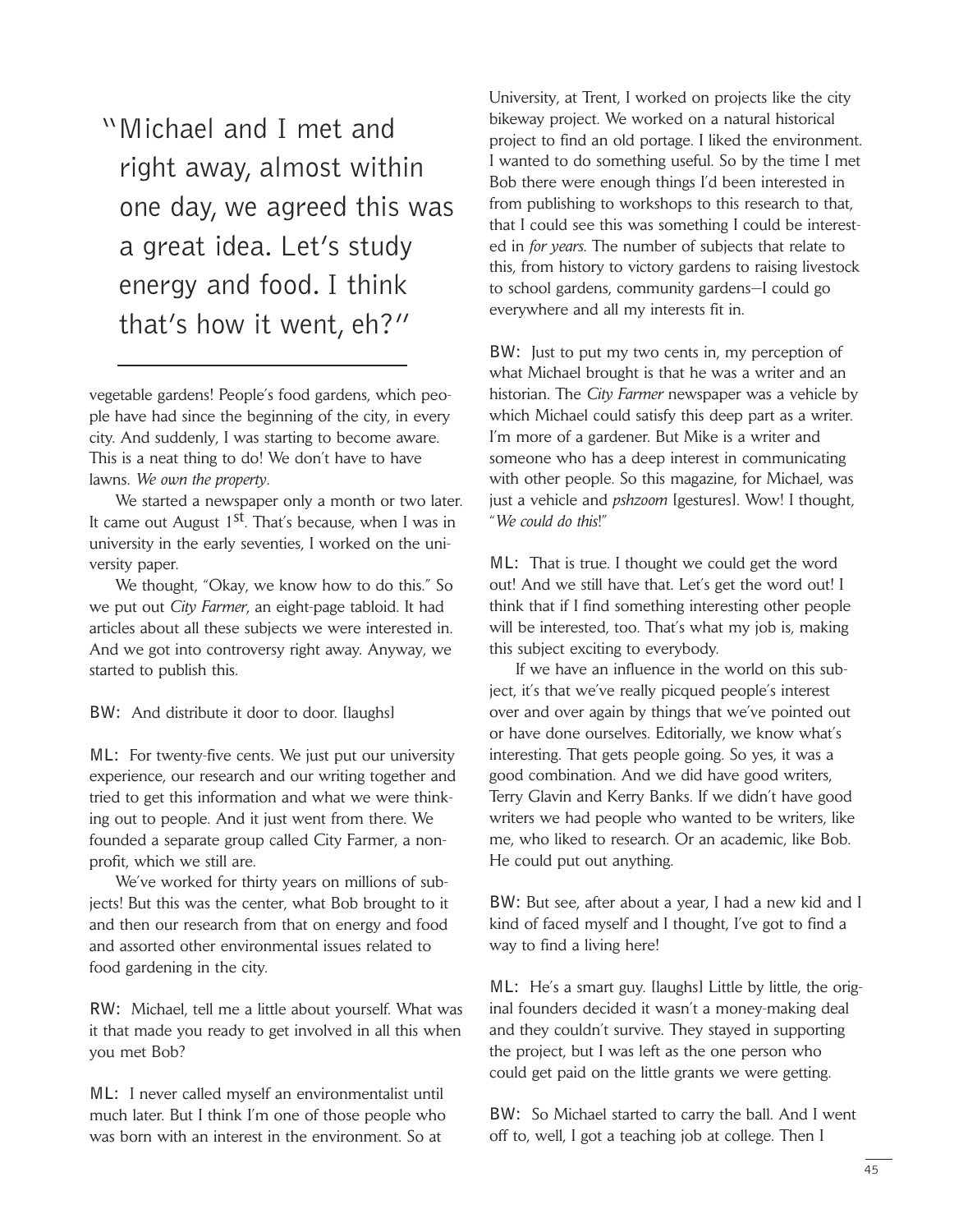> "Michael and I met and right away, almost within one day, we agreed this was a great idea. Let's study energy and food. I think that's how it went, eh?"

vegetable gardens! People's food gardens, which people have had since the beginning of the city, in every city. And suddenly, I was starting to become aware. This is a neat thing to do! We don't have to have lawns. *We own the property*.

We started a newspaper only a month or two later. It came out August 1st. That's because, when I was in university in the early seventies, I worked on the university paper.

We thought, "Okay, we know how to do this." So we put out *City Farmer*, an eight-page tabloid. It had articles about all these subjects we were interested in. And we got into controversy right away. Anyway, we started to publish this.

**BW:** And distribute it door to door. [laughs]

**ML:** For twenty-five cents. We just put our university experience, our research and our writing together and tried to get this information and what we were thinking out to people. And it just went from there. We founded a separate group called City Farmer, a non-profit, which we still are.

We've worked for thirty years on millions of subjects! But this was the center, what Bob brought to it and then our research from that on energy and food and assorted other environmental issues related to food gardening in the city.

**RW:** Michael, tell me a little about yourself. What was it that made you ready to get involved in all this when you met Bob?

**ML:** I never called myself an environmentalist until much later. But I think I'm one of those people who was born with an interest in the environment. So at University, at Trent, I worked on projects like the city bikeway project. We worked on a natural historical project to find an old portage. I liked the environment. I wanted to do something useful. So by the time I met Bob there were enough things I'd been interested in from publishing to workshops to this research to that, that I could see this was something I could be interested in *for years*. The number of subjects that relate to this, from history to victory gardens to raising livestock to school gardens, community gardens—I could go everywhere and all my interests fit in.

**BW:** Just to put my two cents in, my perception of what Michael brought is that he was a writer and an historian. The *City Farmer* newspaper was a vehicle by which Michael could satisfy this deep part as a writer. I'm more of a gardener. But Mike is a writer and someone who has a deep interest in communicating with other people. So this magazine, for Michael, was just a vehicle and *pshzoom* [gestures]. Wow! I thought, "*We could do this*!"

**ML:** That is true. I thought we could get the word out! And we still have that. Let's get the word out! I think that if I find something interesting other people will be interested, too. That's what my job is, making this subject exciting to everybody.

If we have an influence in the world on this subject, it's that we've really picqued people's interest over and over again by things that we've pointed out or have done ourselves. Editorially, we know what's interesting. That gets people going. So yes, it was a good combination. And we did have good writers, Terry Glavin and Kerry Banks. If we didn't have good writers we had people who wanted to be writers, like me, who liked to research. Or an academic, like Bob. He could put out anything.

**BW:** But see, after about a year, I had a new kid and I kind of faced myself and I thought, I've got to find a way to find a living here!

**ML:** He's a smart guy. [laughs] Little by little, the original founders decided it wasn't a money-making deal and they couldn't survive. They stayed in supporting the project, but I was left as the one person who could get paid on the little grants we were getting.

**BW:** So Michael started to carry the ball. And I went off to, well, I got a teaching job at college. Then I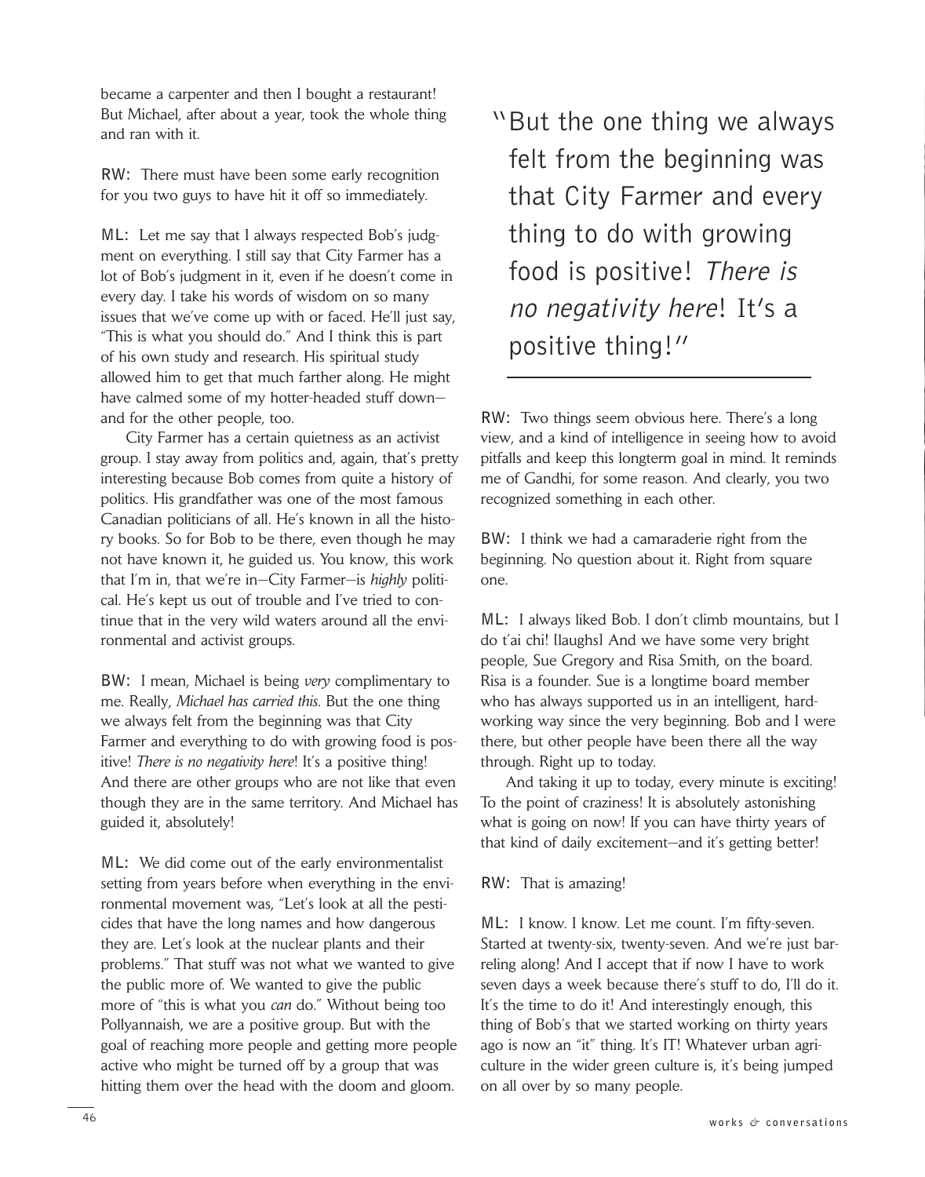became a carpenter and then I bought a restaurant! But Michael, after about a year, took the whole thing and ran with it.

**RW:** There must have been some early recognition for you two guys to have hit it off so immediately.

**ML:** Let me say that I always respected Bob's judgment on everything. I still say that City Farmer has a lot of Bob's judgment in it, even if he doesn't come in every day. I take his words of wisdom on so many issues that we've come up with or faced. He'll just say, "This is what you should do." And I think this is part of his own study and research. His spiritual study allowed him to get that much farther along. He might have calmed some of my hotter-headed stuff down—and for the other people, too.

City Farmer has a certain quietness as an activist group. I stay away from politics and, again, that's pretty interesting because Bob comes from quite a history of politics. His grandfather was one of the most famous Canadian politicians of all. He's known in all the history books. So for Bob to be there, even though he may not have known it, he guided us. You know, this work that I'm in, that we're in—City Farmer—is *highly* political. He's kept us out of trouble and I've tried to continue that in the very wild waters around all the environmental and activist groups.

**BW:** I mean, Michael is being *very* complimentary to me. Really, *Michael has carried this*. But the one thing we always felt from the beginning was that City Farmer and everything to do with growing food is positive! *There is no negativity here*! It's a positive thing! And there are other groups who are not like that even though they are in the same territory. And Michael has guided it, absolutely!

**ML:** We did come out of the early environmentalist setting from years before when everything in the environmental movement was, "Let's look at all the pesticides that have the long names and how dangerous they are. Let's look at the nuclear plants and their problems." That stuff was not what we wanted to give the public more of. We wanted to give the public more of "this is what you *can* do." Without being too Pollyannaish, we are a positive group. But with the goal of reaching more people and getting more people active who might be turned off by a group that was hitting them over the head with the doom and gloom.

> "But the one thing we always felt from the beginning was that City Farmer and every thing to do with growing food is positive! *There is no negativity here*! It's a positive thing!"

**RW:** Two things seem obvious here. There's a long view, and a kind of intelligence in seeing how to avoid pitfalls and keep this longterm goal in mind. It reminds me of Gandhi, for some reason. And clearly, you two recognized something in each other.

**BW:** I think we had a camaraderie right from the beginning. No question about it. Right from square one.

**ML:** I always liked Bob. I don't climb mountains, but I do t'ai chi! [laughs] And we have some very bright people, Sue Gregory and Risa Smith, on the board. Risa is a founder. Sue is a longtime board member who has always supported us in an intelligent, hardworking way since the very beginning. Bob and I were there, but other people have been there all the way through. Right up to today.

And taking it up to today, every minute is exciting! To the point of craziness! It is absolutely astonishing what is going on now! If you can have thirty years of that kind of daily excitement—and it's getting better!

**RW:** That is amazing!

**ML:** I know. I know. Let me count. I'm fifty-seven. Started at twenty-six, twenty-seven. And we're just barreling along! And I accept that if now I have to work seven days a week because there's stuff to do, I'll do it. It's the time to do it! And interestingly enough, this thing of Bob's that we started working on thirty years ago is now an "it" thing. It's IT! Whatever urban agriculture in the wider green culture is, it's being jumped on all over by so many people.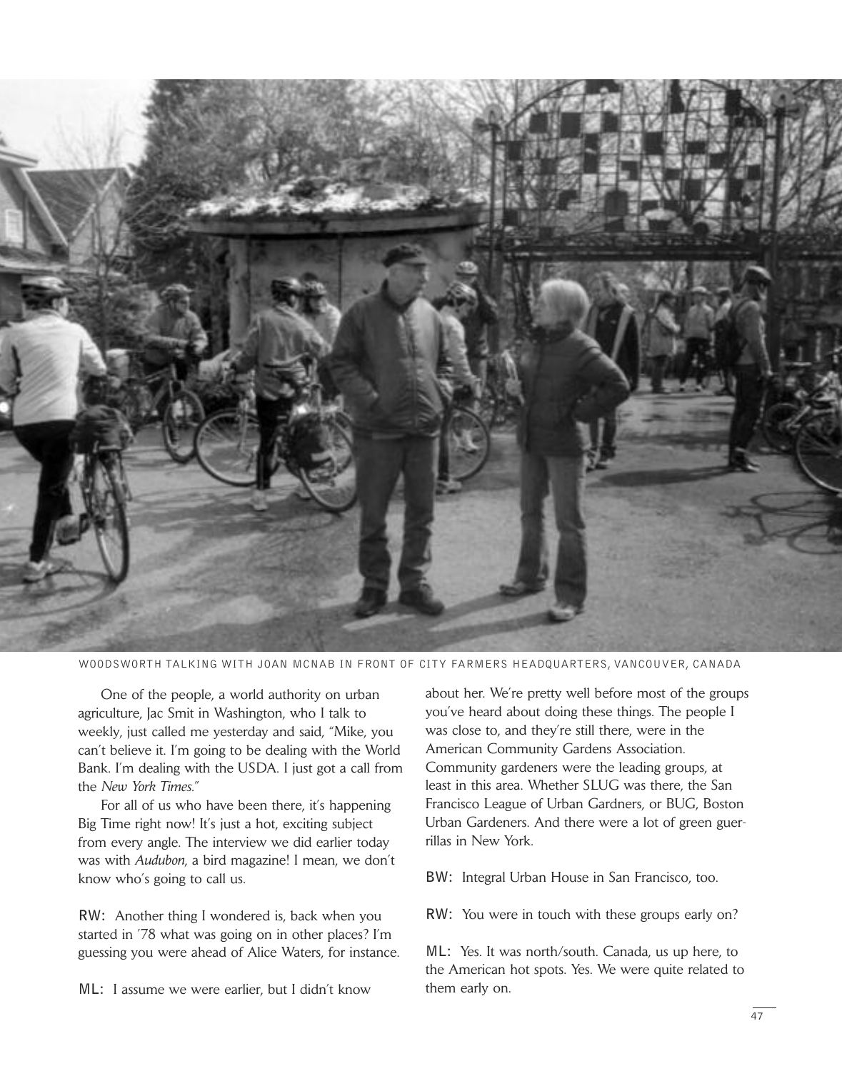WOODSWORTH TALKING WITH JOAN MCNAB IN FRONT OF CITY FARMERS HEADQUARTERS, VANCOUVER, CANADA

One of the people, a world authority on urban agriculture, Jac Smit in Washington, who I talk to weekly, just called me yesterday and said, "Mike, you can't believe it. I'm going to be dealing with the World Bank. I'm dealing with the USDA. I just got a call from the *New York Times*."

For all of us who have been there, it's happening Big Time right now! It's just a hot, exciting subject from every angle. The interview we did earlier today was with *Audubon*, a bird magazine! I mean, we don't know who's going to call us.

RW: Another thing I wondered is, back when you started in '78 what was going on in other places? I'm guessing you were ahead of Alice Waters, for instance.

ML: I assume we were earlier, but I didn't know about her. We're pretty well before most of the groups you've heard about doing these things. The people I was close to, and they're still there, were in the American Community Gardens Association. Community gardeners were the leading groups, at least in this area. Whether SLUG was there, the San Francisco League of Urban Gardners, or BUG, Boston Urban Gardeners. And there were a lot of green guerrillas in New York.

BW: Integral Urban House in San Francisco, too.

RW: You were in touch with these groups early on?

ML: Yes. It was north/south. Canada, us up here, to the American hot spots. Yes. We were quite related to them early on.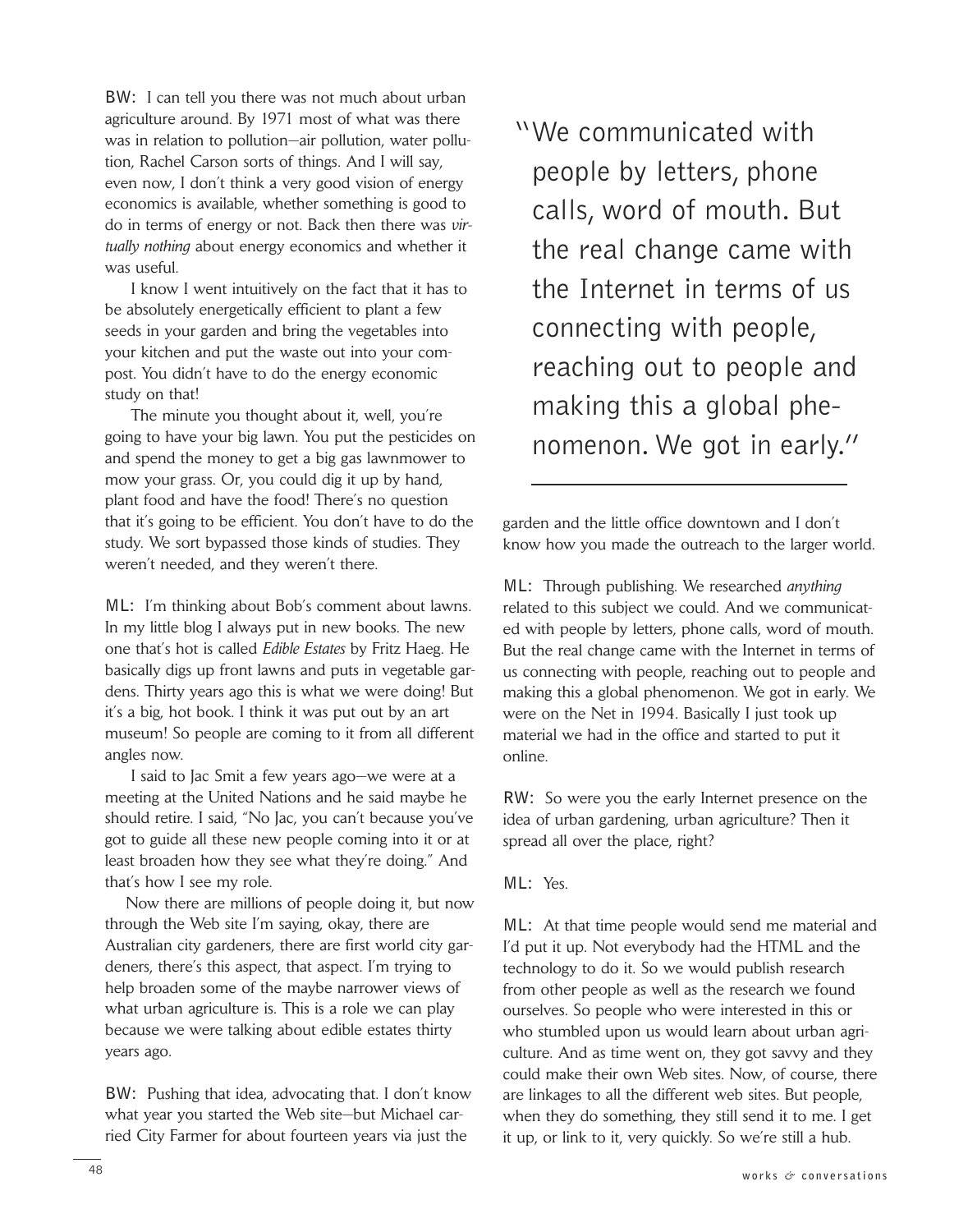**BW:** I can tell you there was not much about urban agriculture around. By 1971 most of what was there was in relation to pollution—air pollution, water pollution, Rachel Carson sorts of things. And I will say, even now, I don't think a very good vision of energy economics is available, whether something is good to do in terms of energy or not. Back then there was *virtually nothing* about energy economics and whether it was useful.

I know I went intuitively on the fact that it has to be absolutely energetically efficient to plant a few seeds in your garden and bring the vegetables into your kitchen and put the waste out into your compost. You didn't have to do the energy economic study on that!

The minute you thought about it, well, you're going to have your big lawn. You put the pesticides on and spend the money to get a big gas lawnmower to mow your grass. Or, you could dig it up by hand, plant food and have the food! There's no question that it's going to be efficient. You don't have to do the study. We sort bypassed those kinds of studies. They weren't needed, and they weren't there.

**ML:** I'm thinking about Bob's comment about lawns. In my little blog I always put in new books. The new one that's hot is called *Edible Estates* by Fritz Haeg. He basically digs up front lawns and puts in vegetable gardens. Thirty years ago this is what we were doing! But it's a big, hot book. I think it was put out by an art museum! So people are coming to it from all different angles now.

I said to Jac Smit a few years ago—we were at a meeting at the United Nations and he said maybe he should retire. I said, "No Jac, you can't because you've got to guide all these new people coming into it or at least broaden how they see what they're doing." And that's how I see my role.

Now there are millions of people doing it, but now through the Web site I'm saying, okay, there are Australian city gardeners, there are first world city gardeners, there's this aspect, that aspect. I'm trying to help broaden some of the maybe narrower views of what urban agriculture is. This is a role we can play because we were talking about edible estates thirty years ago.

**BW:** Pushing that idea, advocating that. I don't know what year you started the Web site—but Michael carried City Farmer for about fourteen years via just the garden and the little office downtown and I don't know how you made the outreach to the larger world.

> "We communicated with people by letters, phone calls, word of mouth. But the real change came with the Internet in terms of us connecting with people, reaching out to people and making this a global phenomenon. We got in early."

**ML:** Through publishing. We researched *anything* related to this subject we could. And we communicated with people by letters, phone calls, word of mouth. But the real change came with the Internet in terms of us connecting with people, reaching out to people and making this a global phenomenon. We got in early. We were on the Net in 1994. Basically I just took up material we had in the office and started to put it online.

**RW:** So were you the early Internet presence on the idea of urban gardening, urban agriculture? Then it spread all over the place, right?

**ML:** Yes.

**ML:** At that time people would send me material and I'd put it up. Not everybody had the HTML and the technology to do it. So we would publish research from other people as well as the research we found ourselves. So people who were interested in this or who stumbled upon us would learn about urban agriculture. And as time went on, they got savvy and they could make their own Web sites. Now, of course, there are linkages to all the different web sites. But people, when they do something, they still send it to me. I get it up, or link to it, very quickly. So we're still a hub.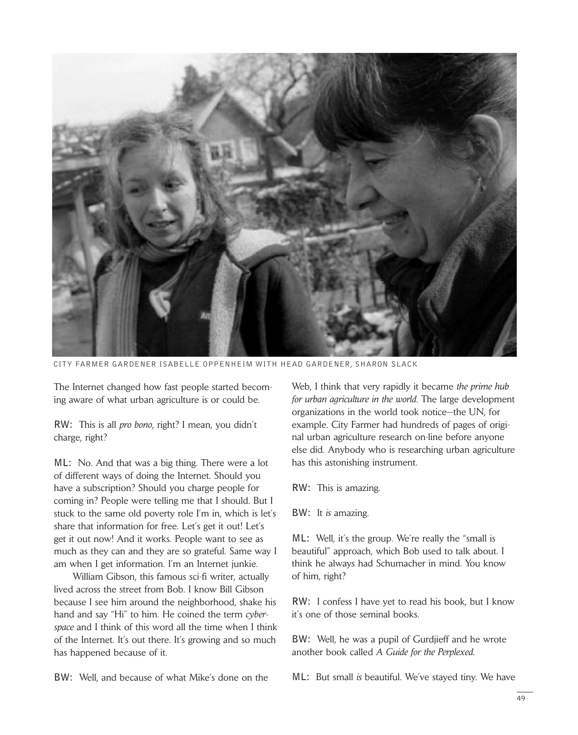CITY FARMER GARDENER ISABELLE OPPENHEIM WITH HEAD GARDENER, SHARON SLACK

The Internet changed how fast people started becoming aware of what urban agriculture is or could be.

RW: This is all *pro bono*, right? I mean, you didn't charge, right?

ML: No. And that was a big thing. There were a lot of different ways of doing the Internet. Should you have a subscription? Should you charge people for coming in? People were telling me that I should. But I stuck to the same old poverty role I'm in, which is let's share that information for free. Let's get it out! Let's get it out now! And it works. People want to see as much as they can and they are so grateful. Same way I am when I get information. I'm an Internet junkie.

William Gibson, this famous sci-fi writer, actually lived across the street from Bob. I know Bill Gibson because I see him around the neighborhood, shake his hand and say "Hi" to him. He coined the term *cyberspace* and I think of this word all the time when I think of the Internet. It's out there. It's growing and so much has happened because of it.

BW: Well, and because of what Mike's done on the Web, I think that very rapidly it became *the prime hub for urban agriculture in the world.* The large development organizations in the world took notice—the UN, for example. City Farmer had hundreds of pages of original urban agriculture research on-line before anyone else did. Anybody who is researching urban agriculture has this astonishing instrument.

RW: This is amazing.

BW: It *is* amazing.

ML: Well, it's the group. We're really the "small is beautiful" approach, which Bob used to talk about. I think he always had Schumacher in mind. You know of him, right?

RW: I confess I have yet to read his book, but I know it's one of those seminal books.

BW: Well, he was a pupil of Gurdjieff and he wrote another book called *A Guide for the Perplexed.*

ML: But small *is* beautiful. We've stayed tiny. We have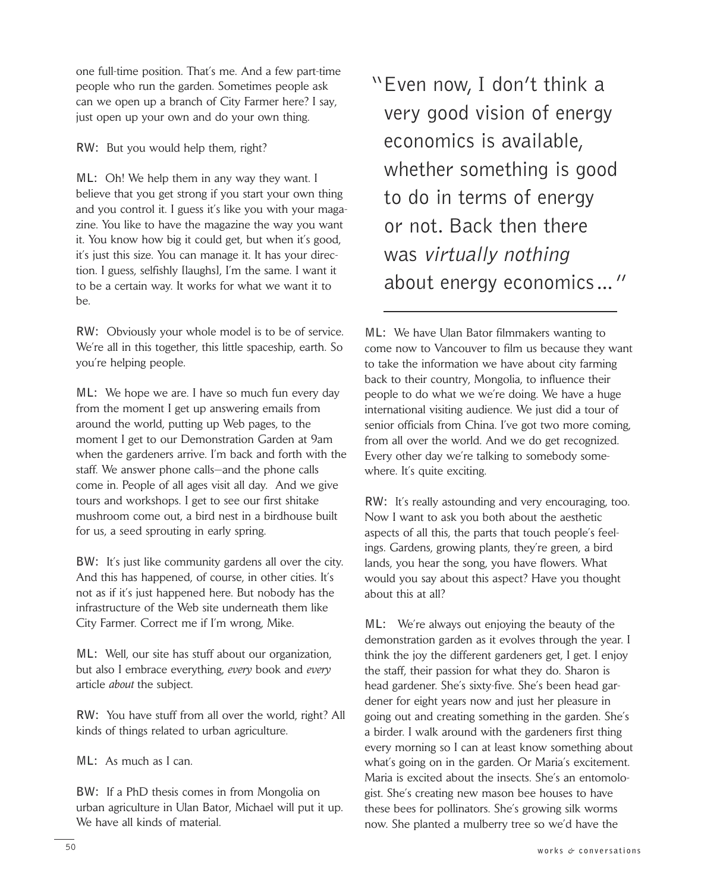one full-time position. That's me. And a few part-time people who run the garden. Sometimes people ask can we open up a branch of City Farmer here? I say, just open up your own and do your own thing.

**RW:** But you would help them, right?

**ML:** Oh! We help them in any way they want. I believe that you get strong if you start your own thing and you control it. I guess it's like you with your magazine. You like to have the magazine the way you want it. You know how big it could get, but when it's good, it's just this size. You can manage it. It has your direction. I guess, selfishly [laughs], I'm the same. I want it to be a certain way. It works for what we want it to be.

**RW:** Obviously your whole model is to be of service. We're all in this together, this little spaceship, earth. So you're helping people.

**ML:** We hope we are. I have so much fun every day from the moment I get up answering emails from around the world, putting up Web pages, to the moment I get to our Demonstration Garden at 9am when the gardeners arrive. I'm back and forth with the staff. We answer phone calls—and the phone calls come in. People of all ages visit all day. And we give tours and workshops. I get to see our first shitake mushroom come out, a bird nest in a birdhouse built for us, a seed sprouting in early spring.

**BW:** It's just like community gardens all over the city. And this has happened, of course, in other cities. It's not as if it's just happened here. But nobody has the infrastructure of the Web site underneath them like City Farmer. Correct me if I'm wrong, Mike.

**ML:** Well, our site has stuff about our organization, but also I embrace everything, *every* book and *every* article *about* the subject.

**RW:** You have stuff from all over the world, right? All kinds of things related to urban agriculture.

**ML:** As much as I can.

**BW:** If a PhD thesis comes in from Mongolia on urban agriculture in Ulan Bator, Michael will put it up. We have all kinds of material.

> "Even now, I don't think a very good vision of energy economics is available, whether something is good to do in terms of energy or not. Back then there was *virtually nothing* about energy economics..."

**ML:** We have Ulan Bator filmmakers wanting to come now to Vancouver to film us because they want to take the information we have about city farming back to their country, Mongolia, to influence their people to do what we we're doing. We have a huge international visiting audience. We just did a tour of senior officials from China. I've got two more coming, from all over the world. And we do get recognized. Every other day we're talking to somebody somewhere. It's quite exciting.

**RW:** It's really astounding and very encouraging, too. Now I want to ask you both about the aesthetic aspects of all this, the parts that touch people's feelings. Gardens, growing plants, they're green, a bird lands, you hear the song, you have flowers. What would you say about this aspect? Have you thought about this at all?

**ML:** We're always out enjoying the beauty of the demonstration garden as it evolves through the year. I think the joy the different gardeners get, I get. I enjoy the staff, their passion for what they do. Sharon is head gardener. She's sixty-five. She's been head gardener for eight years now and just her pleasure in going out and creating something in the garden. She's a birder. I walk around with the gardeners first thing every morning so I can at least know something about what's going on in the garden. Or Maria's excitement. Maria is excited about the insects. She's an entomologist. She's creating new mason bee houses to have these bees for pollinators. She's growing silk worms now. She planted a mulberry tree so we'd have the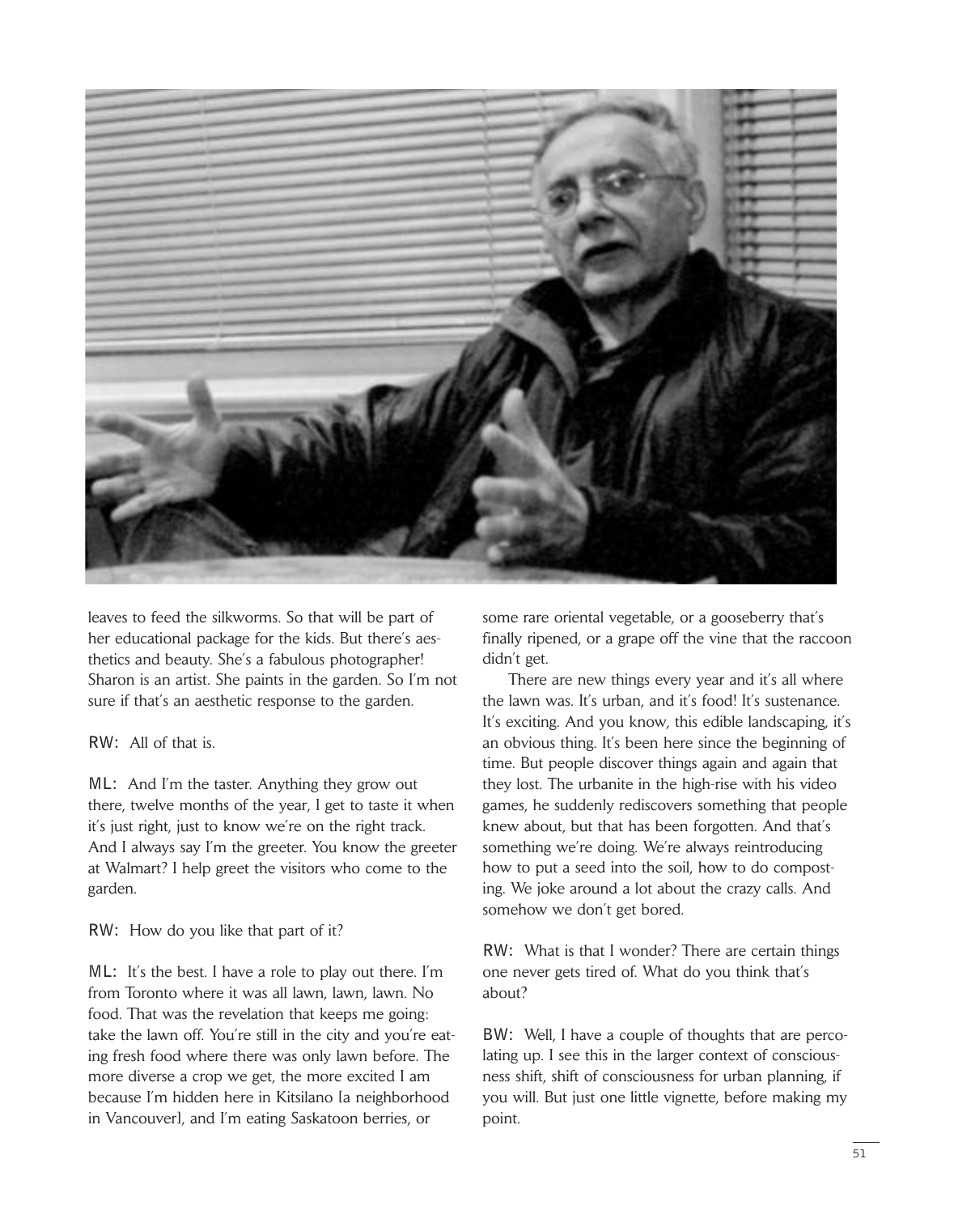leaves to feed the silkworms. So that will be part of her educational package for the kids. But there's aesthetics and beauty. She's a fabulous photographer! Sharon is an artist. She paints in the garden. So I'm not sure if that's an aesthetic response to the garden.

RW: All of that is.

ML: And I'm the taster. Anything they grow out there, twelve months of the year, I get to taste it when it's just right, just to know we're on the right track. And I always say I'm the greeter. You know the greeter at Walmart? I help greet the visitors who come to the garden.

RW: How do you like that part of it?

ML: It's the best. I have a role to play out there. I'm from Toronto where it was all lawn, lawn, lawn. No food. That was the revelation that keeps me going: take the lawn off. You're still in the city and you're eating fresh food where there was only lawn before. The more diverse a crop we get, the more excited I am because I'm hidden here in Kitsilano [a neighborhood in Vancouver], and I'm eating Saskatoon berries, or some rare oriental vegetable, or a gooseberry that's finally ripened, or a grape off the vine that the raccoon didn't get.

There are new things every year and it's all where the lawn was. It's urban, and it's food! It's sustenance. It's exciting. And you know, this edible landscaping, it's an obvious thing. It's been here since the beginning of time. But people discover things again and again that they lost. The urbanite in the high-rise with his video games, he suddenly rediscovers something that people knew about, but that has been forgotten. And that's something we're doing. We're always reintroducing how to put a seed into the soil, how to do composting. We joke around a lot about the crazy calls. And somehow we don't get bored.

RW: What is that I wonder? There are certain things one never gets tired of. What do you think that's about?

BW: Well, I have a couple of thoughts that are percolating up. I see this in the larger context of consciousness shift, shift of consciousness for urban planning, if you will. But just one little vignette, before making my point.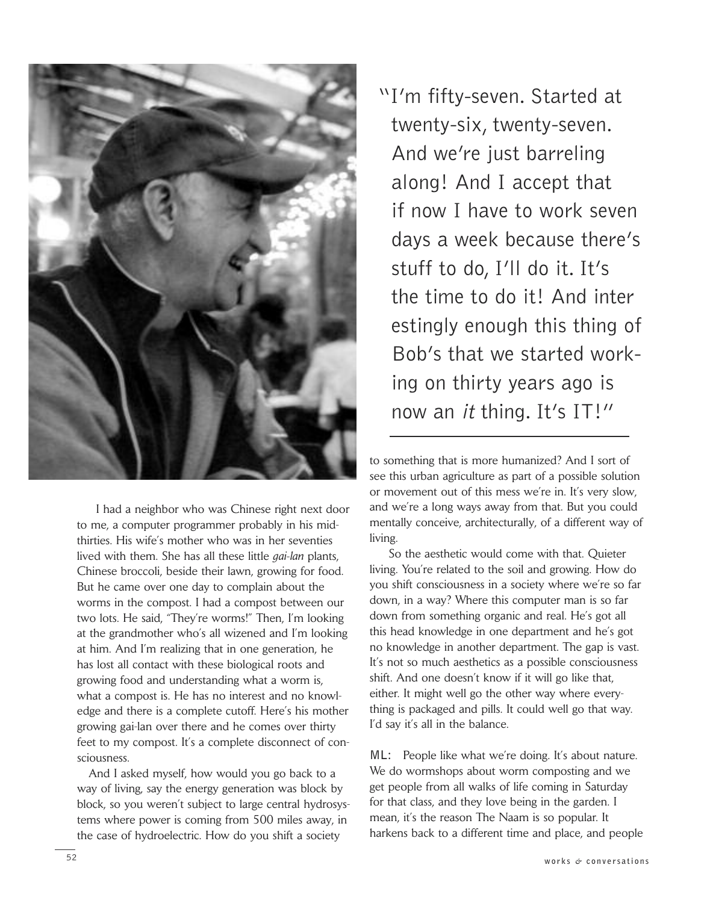> "I'm fifty-seven. Started at twenty-six, twenty-seven. And we're just barreling along! And I accept that if now I have to work seven days a week because there's stuff to do, I'll do it. It's the time to do it! And interestingly enough this thing of Bob's that we started working on thirty years ago is now an *it* thing. It's IT!"

I had a neighbor who was Chinese right next door to me, a computer programmer probably in his mid-thirties. His wife's mother who was in her seventies lived with them. She has all these little *gai-lan* plants, Chinese broccoli, beside their lawn, growing for food. But he came over one day to complain about the worms in the compost. I had a compost between our two lots. He said, "They're worms!" Then, I'm looking at the grandmother who's all wizened and I'm looking at him. And I'm realizing that in one generation, he has lost all contact with these biological roots and growing food and understanding what a worm is, what a compost is. He has no interest and no knowledge and there is a complete cutoff. Here's his mother growing gai-lan over there and he comes over thirty feet to my compost. It's a complete disconnect of consciousness.

And I asked myself, how would you go back to a way of living, say the energy generation was block by block, so you weren't subject to large central hydrosystems where power is coming from 500 miles away, in the case of hydroelectric. How do you shift a society to something that is more humanized? And I sort of see this urban agriculture as part of a possible solution or movement out of this mess we're in. It's very slow, and we're a long ways away from that. But you could mentally conceive, architecturally, of a different way of living.

So the aesthetic would come with that. Quieter living. You're related to the soil and growing. How do you shift consciousness in a society where we're so far down, in a way? Where this computer man is so far down from something organic and real. He's got all this head knowledge in one department and he's got no knowledge in another department. The gap is vast. It's not so much aesthetics as a possible consciousness shift. And one doesn't know if it will go like that, either. It might well go the other way where everything is packaged and pills. It could well go that way. I'd say it's all in the balance.

**ML:** People like what we're doing. It's about nature. We do wormshops about worm composting and we get people from all walks of life coming in Saturday for that class, and they love being in the garden. I mean, it's the reason The Naam is so popular. It harkens back to a different time and place, and people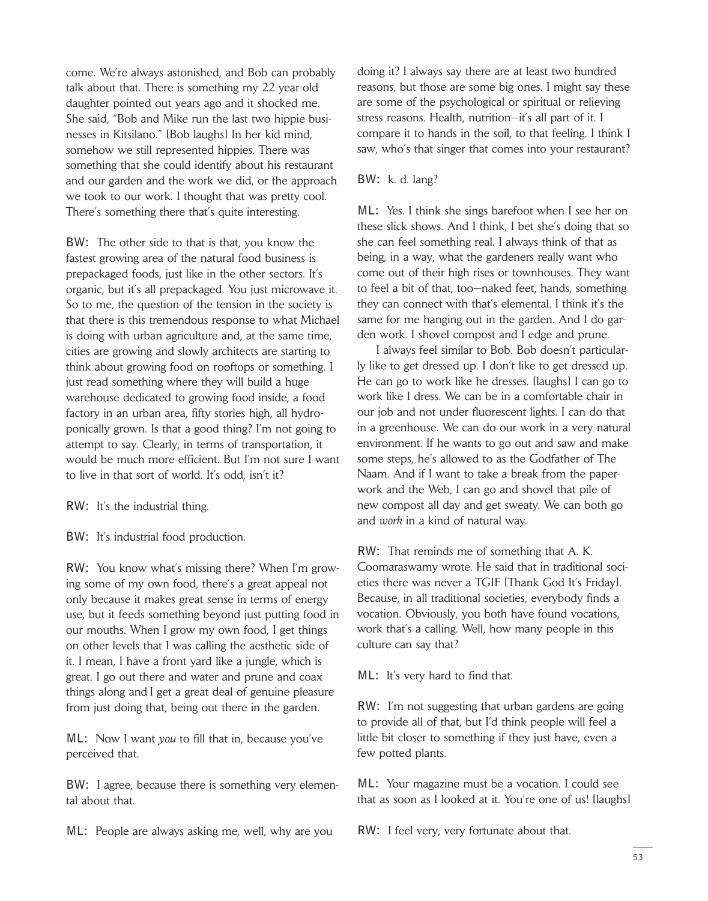come. We're always astonished, and Bob can probably talk about that. There is something my 22-year-old daughter pointed out years ago and it shocked me. She said, "Bob and Mike run the last two hippie businesses in Kitsilano." [Bob laughs] In her kid mind, somehow we still represented hippies. There was something that she could identify about his restaurant and our garden and the work we did, or the approach we took to our work. I thought that was pretty cool. There's something there that's quite interesting.

**BW:** The other side to that is that, you know the fastest growing area of the natural food business is prepackaged foods, just like in the other sectors. It's organic, but it's all prepackaged. You just microwave it. So to me, the question of the tension in the society is that there is this tremendous response to what Michael is doing with urban agriculture and, at the same time, cities are growing and slowly architects are starting to think about growing food on rooftops or something. I just read something where they will build a huge warehouse dedicated to growing food inside, a food factory in an urban area, fifty stories high, all hydroponically grown. Is that a good thing? I'm not going to attempt to say. Clearly, in terms of transportation, it would be much more efficient. But I'm not sure I want to live in that sort of world. It's odd, isn't it?

**RW:** It's the industrial thing.

**BW:** It's industrial food production.

**RW:** You know what's missing there? When I'm growing some of my own food, there's a great appeal not only because it makes great sense in terms of energy use, but it feeds something beyond just putting food in our mouths. When I grow my own food, I get things on other levels that I was calling the aesthetic side of it. I mean, I have a front yard like a jungle, which is great. I go out there and water and prune and coax things along and I get a great deal of genuine pleasure from just doing that, being out there in the garden.

**ML:** Now I want *you* to fill that in, because you've perceived that.

**BW:** I agree, because there is something very elemental about that.

**ML:** People are always asking me, well, why are you doing it? I always say there are at least two hundred reasons, but those are some big ones. I might say these are some of the psychological or spiritual or relieving stress reasons. Health, nutrition—it's all part of it. I compare it to hands in the soil, to that feeling. I think I saw, who's that singer that comes into your restaurant?

**BW:** k. d. lang?

**ML:** Yes. I think she sings barefoot when I see her on these slick shows. And I think, I bet she's doing that so she can feel something real. I always think of that as being, in a way, what the gardeners really want who come out of their high rises or townhouses. They want to feel a bit of that, too—naked feet, hands, something they can connect with that's elemental. I think it's the same for me hanging out in the garden. And I do garden work. I shovel compost and I edge and prune.

I always feel similar to Bob. Bob doesn't particularly like to get dressed up. I don't like to get dressed up. He can go to work like he dresses. [laughs] I can go to work like I dress. We can be in a comfortable chair in our job and not under fluorescent lights. I can do that in a greenhouse. We can do our work in a very natural environment. If he wants to go out and saw and make some steps, he's allowed to as the Godfather of The Naam. And if I want to take a break from the paperwork and the Web, I can go and shovel that pile of new compost all day and get sweaty. We can both go and *work* in a kind of natural way.

**RW:** That reminds me of something that A. K. Coomaraswamy wrote. He said that in traditional societies there was never a TGIF [Thank God It's Friday]. Because, in all traditional societies, everybody finds a vocation. Obviously, you both have found vocations, work that's a calling. Well, how many people in this culture can say that?

**ML:** It's very hard to find that.

**RW:** I'm not suggesting that urban gardens are going to provide all of that, but I'd think people will feel a little bit closer to something if they just have, even a few potted plants.

**ML:** Your magazine must be a vocation. I could see that as soon as I looked at it. You're one of us! [laughs]

**RW:** I feel very, very fortunate about that.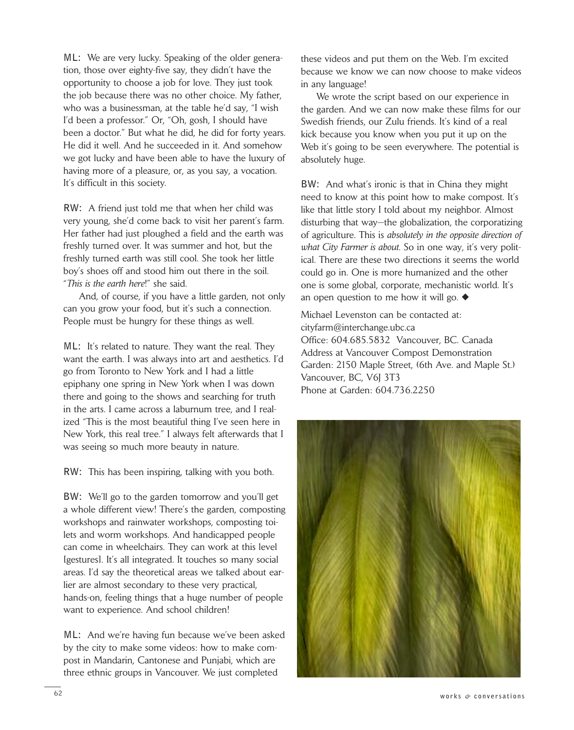**ML:** We are very lucky. Speaking of the older generation, those over eighty-five say, they didn't have the opportunity to choose a job for love. They just took the job because there was no other choice. My father, who was a businessman, at the table he'd say, "I wish I'd been a professor." Or, "Oh, gosh, I should have been a doctor." But what he did, he did for forty years. He did it well. And he succeeded in it. And somehow we got lucky and have been able to have the luxury of having more of a pleasure, or, as you say, a vocation. It's difficult in this society.

**RW:** A friend just told me that when her child was very young, she'd come back to visit her parent's farm. Her father had just ploughed a field and the earth was freshly turned over. It was summer and hot, but the freshly turned earth was still cool. She took her little boy's shoes off and stood him out there in the soil. "*This is the earth here*!" she said.

And, of course, if you have a little garden, not only can you grow your food, but it's such a connection. People must be hungry for these things as well.

**ML:** It's related to nature. They want the real. They want the earth. I was always into art and aesthetics. I'd go from Toronto to New York and I had a little epiphany one spring in New York when I was down there and going to the shows and searching for truth in the arts. I came across a laburnum tree, and I realized "This is the most beautiful thing I've seen here in New York, this real tree." I always felt afterwards that I was seeing so much more beauty in nature.

**RW:** This has been inspiring, talking with you both.

**BW:** We'll go to the garden tomorrow and you'll get a whole different view! There's the garden, composting workshops and rainwater workshops, composting toilets and worm workshops. And handicapped people can come in wheelchairs. They can work at this level [gestures]. It's all integrated. It touches so many social areas. I'd say the theoretical areas we talked about earlier are almost secondary to these very practical, hands-on, feeling things that a huge number of people want to experience. And school children!

**ML:** And we're having fun because we've been asked by the city to make some videos: how to make compost in Mandarin, Cantonese and Punjabi, which are three ethnic groups in Vancouver. We just completed these videos and put them on the Web. I'm excited because we know we can now choose to make videos in any language!

We wrote the script based on our experience in the garden. And we can now make these films for our Swedish friends, our Zulu friends. It's kind of a real kick because you know when you put it up on the Web it's going to be seen everywhere. The potential is absolutely huge.

**BW:** And what's ironic is that in China they might need to know at this point how to make compost. It's like that little story I told about my neighbor. Almost disturbing that way—the globalization, the corporatizing of agriculture. This is *absolutely in the opposite direction of what City Farmer is about*. So in one way, it's very political. There are these two directions it seems the world could go in. One is more humanized and the other one is some global, corporate, mechanistic world. It's an open question to me how it will go. ◆

Michael Levenston can be contacted at:
cityfarm@interchange.ubc.ca
Office: 604.685.5832 Vancouver, BC. Canada
Address at Vancouver Compost Demonstration Garden: 2150 Maple Street, (6th Ave. and Maple St.)
Vancouver, BC, V6J 3T3
Phone at Garden: 604.736.2250